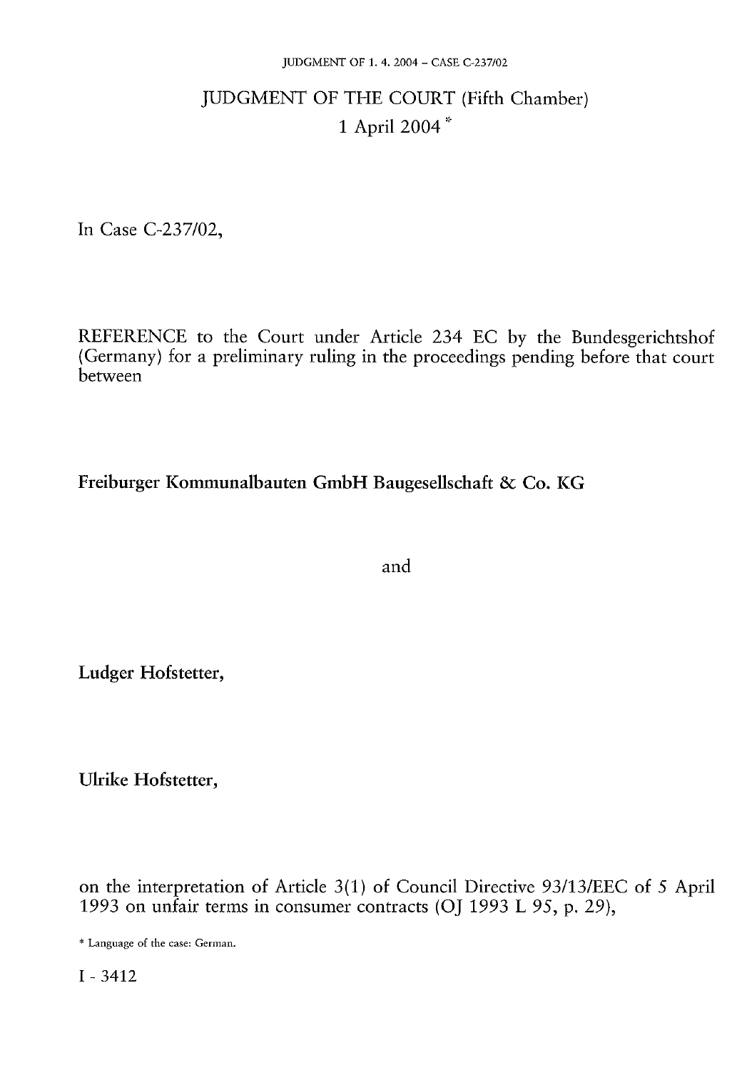# JUDGMENT OF THE COURT (Fifth Chamber)

## 1 April 2004 *

In Case C-237/02,

REFERENCE to the Court under Article 234 EC by the Bundesgerichtshof (Germany) for a preliminary ruling in the proceedings pending before that court between

**Freiburger Kommunalbauten GmbH Baugesellschaft & Co. KG**

and

**Ludger Hofstetter,**

**Ulrike Hofstetter,**

on the interpretation of Article 3(1) of Council Directive 93/13/EEC of 5 April 1993 on unfair terms in consumer contracts (OJ 1993 L 95, p. 29),

\* Language of the case: German.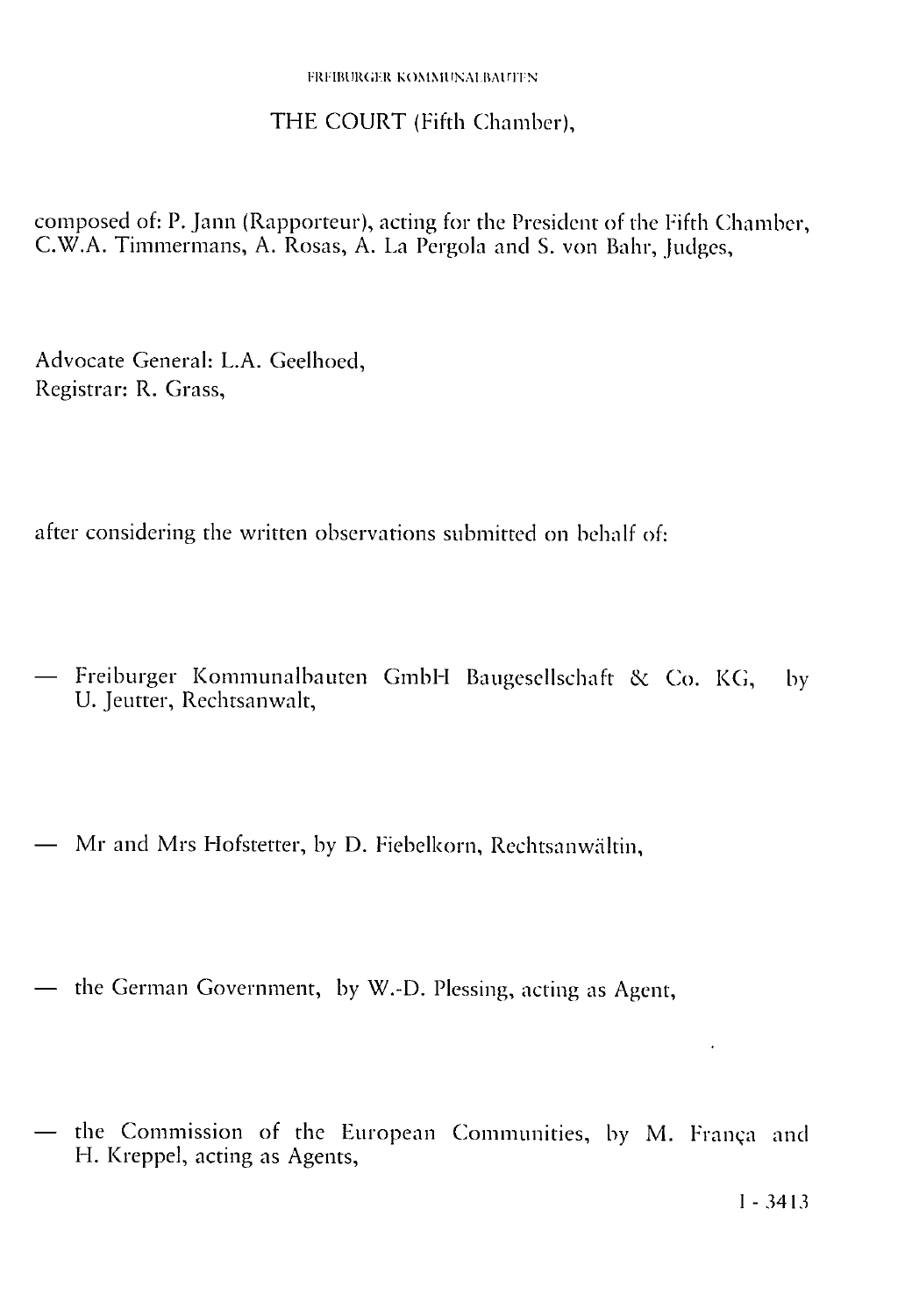THE COURT (Fifth Chamber),

composed of: P. Jann (Rapporteur), acting for the President of the Fifth Chamber, C.W.A. Timmermans, A. Rosas, A. La Pergola and S. von Bahr, Judges,

Advocate General: L.A. Geelhoed,
Registrar: R. Grass,

after considering the written observations submitted on behalf of:

— Freiburger Kommunalbauten GmbH Baugesellschaft & Co. KG, by U. Jeutter, Rechtsanwalt,

— Mr and Mrs Hofstetter, by D. Fiebelkorn, Rechtsanwältin,

— the German Government, by W.-D. Plessing, acting as Agent,

— the Commission of the European Communities, by M. França and H. Kreppel, acting as Agents,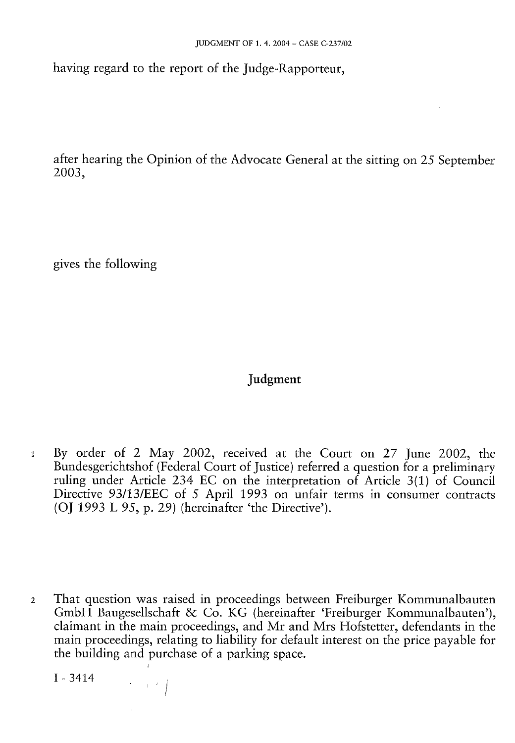having regard to the report of the Judge-Rapporteur,

after hearing the Opinion of the Advocate General at the sitting on 25 September 2003,

gives the following

## Judgment

1 By order of 2 May 2002, received at the Court on 27 June 2002, the Bundesgerichtshof (Federal Court of Justice) referred a question for a preliminary ruling under Article 234 EC on the interpretation of Article 3(1) of Council Directive 93/13/EEC of 5 April 1993 on unfair terms in consumer contracts (OJ 1993 L 95, p. 29) (hereinafter 'the Directive').

2 That question was raised in proceedings between Freiburger Kommunalbauten GmbH Baugesellschaft & Co. KG (hereinafter 'Freiburger Kommunalbauten'), claimant in the main proceedings, and Mr and Mrs Hofstetter, defendants in the main proceedings, relating to liability for default interest on the price payable for the building and purchase of a parking space.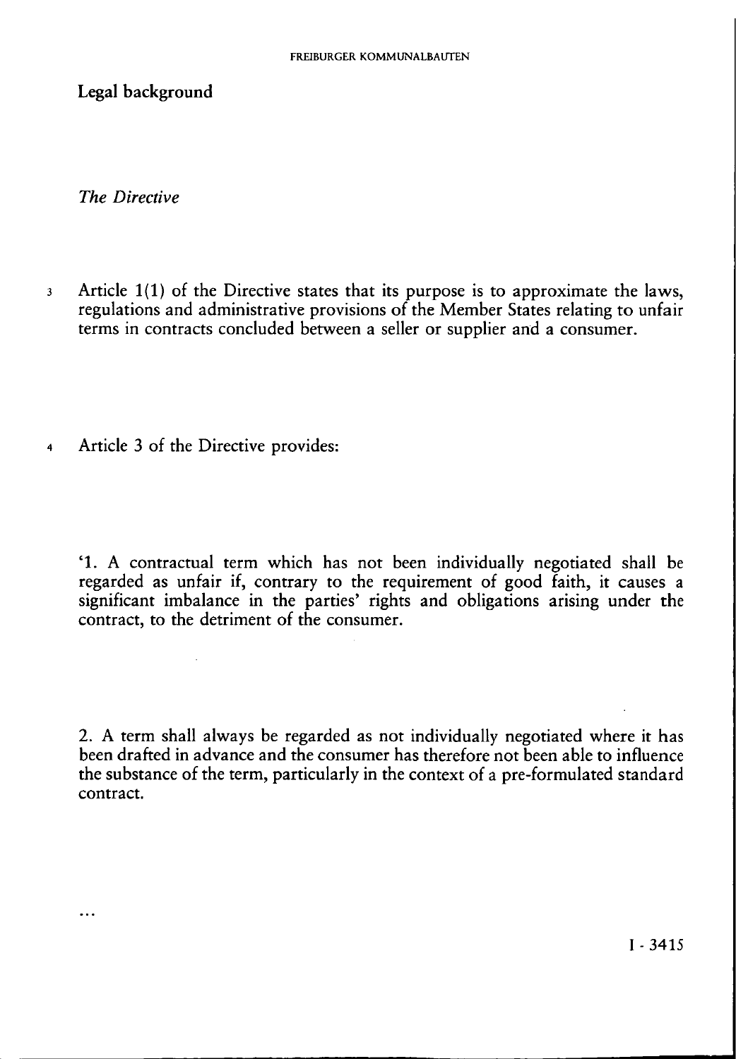## Legal background

*The Directive*

3 Article 1(1) of the Directive states that its purpose is to approximate the laws, regulations and administrative provisions of the Member States relating to unfair terms in contracts concluded between a seller or supplier and a consumer.

4 Article 3 of the Directive provides:

'1. A contractual term which has not been individually negotiated shall be regarded as unfair if, contrary to the requirement of good faith, it causes a significant imbalance in the parties' rights and obligations arising under the contract, to the detriment of the consumer.

2. A term shall always be regarded as not individually negotiated where it has been drafted in advance and the consumer has therefore not been able to influence the substance of the term, particularly in the context of a pre-formulated standard contract.

...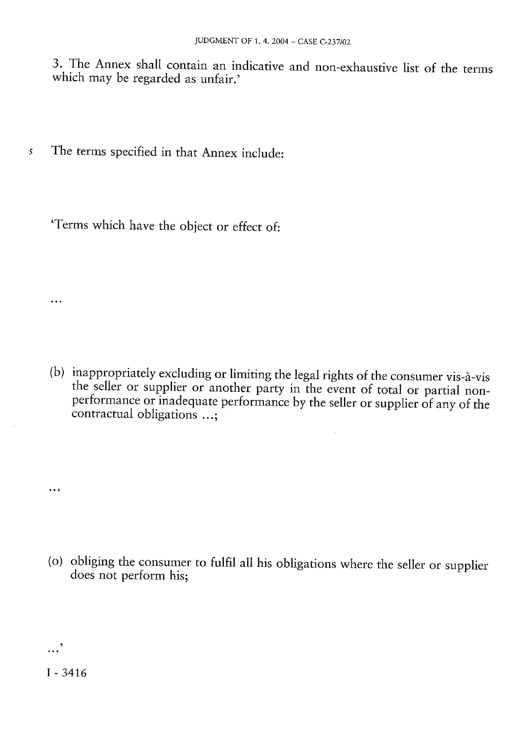3. The Annex shall contain an indicative and non-exhaustive list of the terms which may be regarded as unfair.'

5 The terms specified in that Annex include:

'Terms which have the object or effect of:

...

(b) inappropriately excluding or limiting the legal rights of the consumer vis-à-vis the seller or supplier or another party in the event of total or partial non-performance or inadequate performance by the seller or supplier of any of the contractual obligations ...;

...

(o) obliging the consumer to fulfil all his obligations where the seller or supplier does not perform his;

...'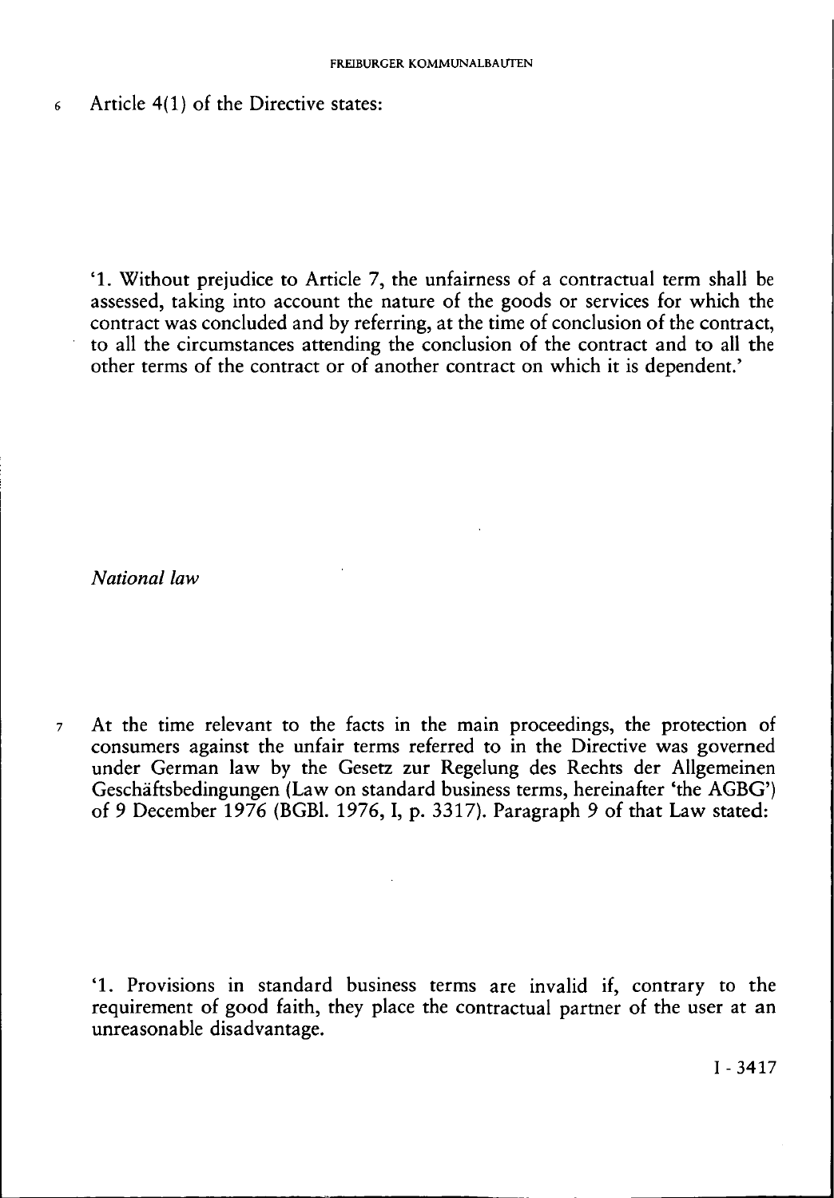6 Article 4(1) of the Directive states:

'1. Without prejudice to Article 7, the unfairness of a contractual term shall be assessed, taking into account the nature of the goods or services for which the contract was concluded and by referring, at the time of conclusion of the contract, to all the circumstances attending the conclusion of the contract and to all the other terms of the contract or of another contract on which it is dependent.'

*National law*

7 At the time relevant to the facts in the main proceedings, the protection of consumers against the unfair terms referred to in the Directive was governed under German law by the Gesetz zur Regelung des Rechts der Allgemeinen Geschäftsbedingungen (Law on standard business terms, hereinafter 'the AGBG') of 9 December 1976 (BGBl. 1976, I, p. 3317). Paragraph 9 of that Law stated:

'1. Provisions in standard business terms are invalid if, contrary to the requirement of good faith, they place the contractual partner of the user at an unreasonable disadvantage.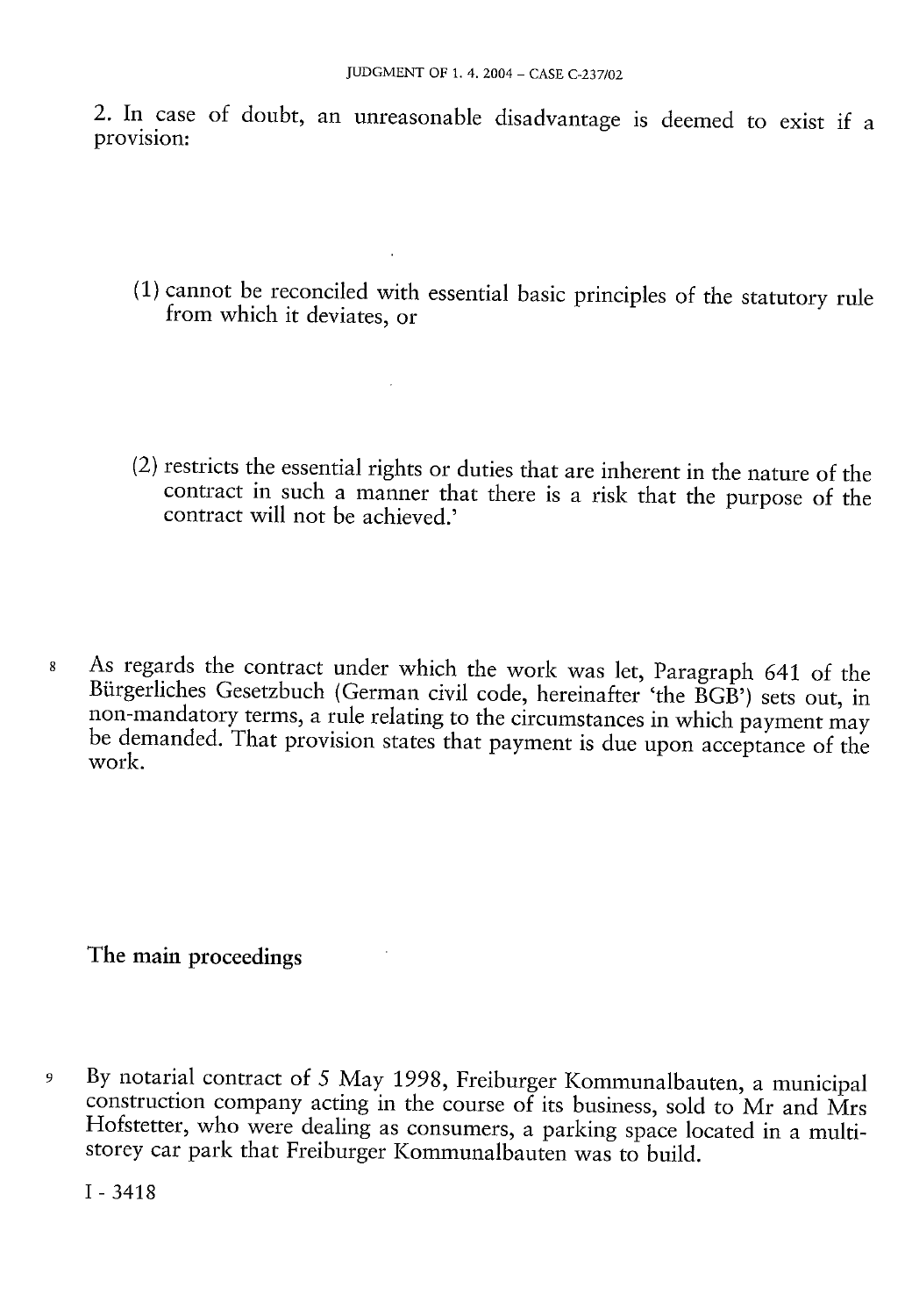2. In case of doubt, an unreasonable disadvantage is deemed to exist if a provision:

(1) cannot be reconciled with essential basic principles of the statutory rule from which it deviates, or

(2) restricts the essential rights or duties that are inherent in the nature of the contract in such a manner that there is a risk that the purpose of the contract will not be achieved.'

8 As regards the contract under which the work was let, Paragraph 641 of the Bürgerliches Gesetzbuch (German civil code, hereinafter 'the BGB') sets out, in non-mandatory terms, a rule relating to the circumstances in which payment may be demanded. That provision states that payment is due upon acceptance of the work.

## The main proceedings

9 By notarial contract of 5 May 1998, Freiburger Kommunalbauten, a municipal construction company acting in the course of its business, sold to Mr and Mrs Hofstetter, who were dealing as consumers, a parking space located in a multi-storey car park that Freiburger Kommunalbauten was to build.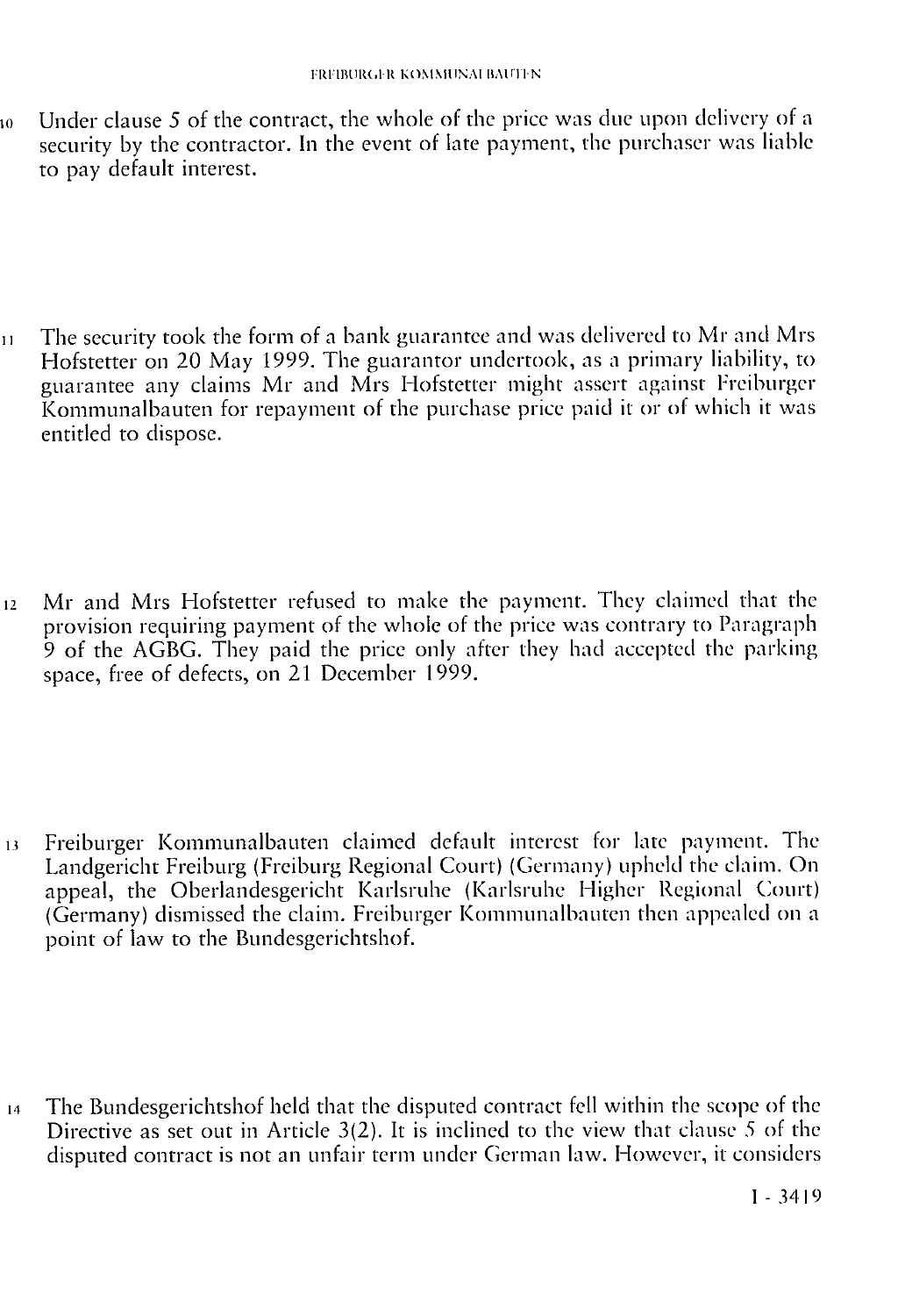10 Under clause 5 of the contract, the whole of the price was due upon delivery of a security by the contractor. In the event of late payment, the purchaser was liable to pay default interest.

11 The security took the form of a bank guarantee and was delivered to Mr and Mrs Hofstetter on 20 May 1999. The guarantor undertook, as a primary liability, to guarantee any claims Mr and Mrs Hofstetter might assert against Freiburger Kommunalbauten for repayment of the purchase price paid it or of which it was entitled to dispose.

12 Mr and Mrs Hofstetter refused to make the payment. They claimed that the provision requiring payment of the whole of the price was contrary to Paragraph 9 of the AGBG. They paid the price only after they had accepted the parking space, free of defects, on 21 December 1999.

13 Freiburger Kommunalbauten claimed default interest for late payment. The Landgericht Freiburg (Freiburg Regional Court) (Germany) upheld the claim. On appeal, the Oberlandesgericht Karlsruhe (Karlsruhe Higher Regional Court) (Germany) dismissed the claim. Freiburger Kommunalbauten then appealed on a point of law to the Bundesgerichtshof.

14 The Bundesgerichtshof held that the disputed contract fell within the scope of the Directive as set out in Article 3(2). It is inclined to the view that clause 5 of the disputed contract is not an unfair term under German law. However, it considers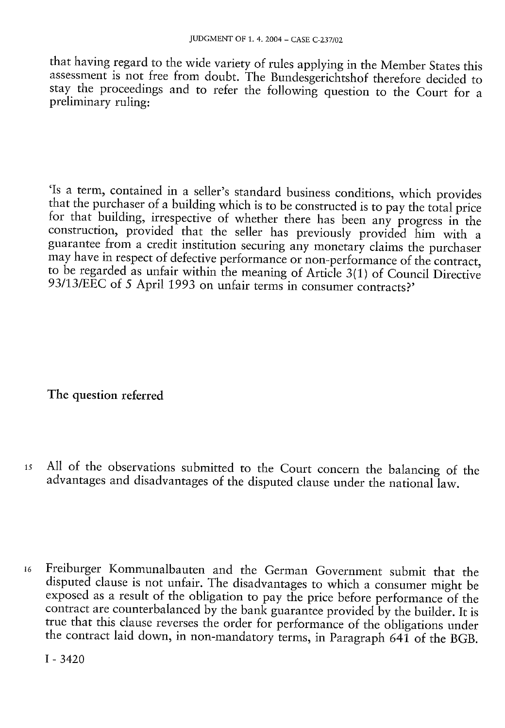that having regard to the wide variety of rules applying in the Member States this assessment is not free from doubt. The Bundesgerichtshof therefore decided to stay the proceedings and to refer the following question to the Court for a preliminary ruling:

'Is a term, contained in a seller's standard business conditions, which provides that the purchaser of a building which is to be constructed is to pay the total price for that building, irrespective of whether there has been any progress in the construction, provided that the seller has previously provided him with a guarantee from a credit institution securing any monetary claims the purchaser may have in respect of defective performance or non-performance of the contract, to be regarded as unfair within the meaning of Article 3(1) of Council Directive 93/13/EEC of 5 April 1993 on unfair terms in consumer contracts?'

## The question referred

15 All of the observations submitted to the Court concern the balancing of the advantages and disadvantages of the disputed clause under the national law.

16 Freiburger Kommunalbauten and the German Government submit that the disputed clause is not unfair. The disadvantages to which a consumer might be exposed as a result of the obligation to pay the price before performance of the contract are counterbalanced by the bank guarantee provided by the builder. It is true that this clause reverses the order for performance of the obligations under the contract laid down, in non-mandatory terms, in Paragraph 641 of the BGB.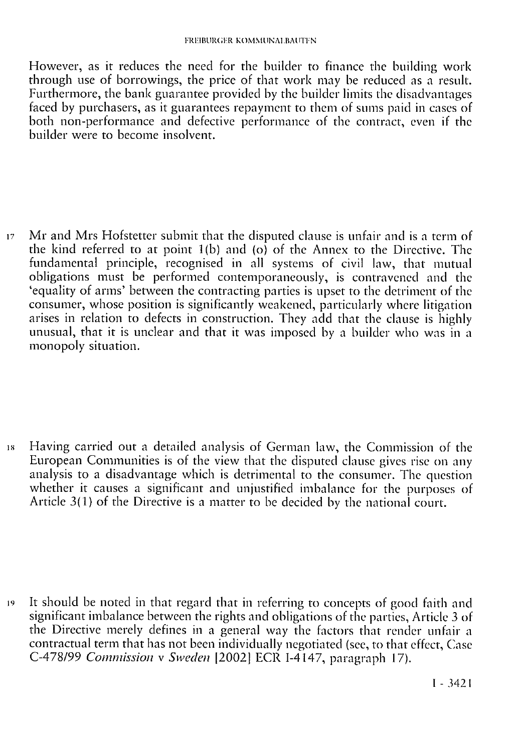However, as it reduces the need for the builder to finance the building work through use of borrowings, the price of that work may be reduced as a result. Furthermore, the bank guarantee provided by the builder limits the disadvantages faced by purchasers, as it guarantees repayment to them of sums paid in cases of both non-performance and defective performance of the contract, even if the builder were to become insolvent.

17 Mr and Mrs Hofstetter submit that the disputed clause is unfair and is a term of the kind referred to at point 1(b) and (o) of the Annex to the Directive. The fundamental principle, recognised in all systems of civil law, that mutual obligations must be performed contemporaneously, is contravened and the 'equality of arms' between the contracting parties is upset to the detriment of the consumer, whose position is significantly weakened, particularly where litigation arises in relation to defects in construction. They add that the clause is highly unusual, that it is unclear and that it was imposed by a builder who was in a monopoly situation.

18 Having carried out a detailed analysis of German law, the Commission of the European Communities is of the view that the disputed clause gives rise on any analysis to a disadvantage which is detrimental to the consumer. The question whether it causes a significant and unjustified imbalance for the purposes of Article 3(1) of the Directive is a matter to be decided by the national court.

19 It should be noted in that regard that in referring to concepts of good faith and significant imbalance between the rights and obligations of the parties, Article 3 of the Directive merely defines in a general way the factors that render unfair a contractual term that has not been individually negotiated (see, to that effect, Case C-478/99 *Commission* v *Sweden* [2002] ECR I-4147, paragraph 17).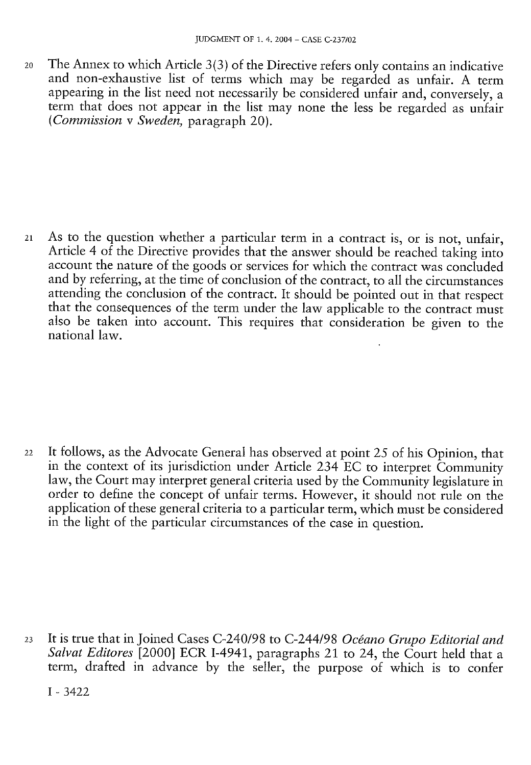20 The Annex to which Article 3(3) of the Directive refers only contains an indicative and non-exhaustive list of terms which may be regarded as unfair. A term appearing in the list need not necessarily be considered unfair and, conversely, a term that does not appear in the list may none the less be regarded as unfair (*Commission* v *Sweden*, paragraph 20).

21 As to the question whether a particular term in a contract is, or is not, unfair, Article 4 of the Directive provides that the answer should be reached taking into account the nature of the goods or services for which the contract was concluded and by referring, at the time of conclusion of the contract, to all the circumstances attending the conclusion of the contract. It should be pointed out in that respect that the consequences of the term under the law applicable to the contract must also be taken into account. This requires that consideration be given to the national law.

22 It follows, as the Advocate General has observed at point 25 of his Opinion, that in the context of its jurisdiction under Article 234 EC to interpret Community law, the Court may interpret general criteria used by the Community legislature in order to define the concept of unfair terms. However, it should not rule on the application of these general criteria to a particular term, which must be considered in the light of the particular circumstances of the case in question.

23 It is true that in Joined Cases C-240/98 to C-244/98 *Océano Grupo Editorial and Salvat Editores* [2000] ECR I-4941, paragraphs 21 to 24, the Court held that a term, drafted in advance by the seller, the purpose of which is to confer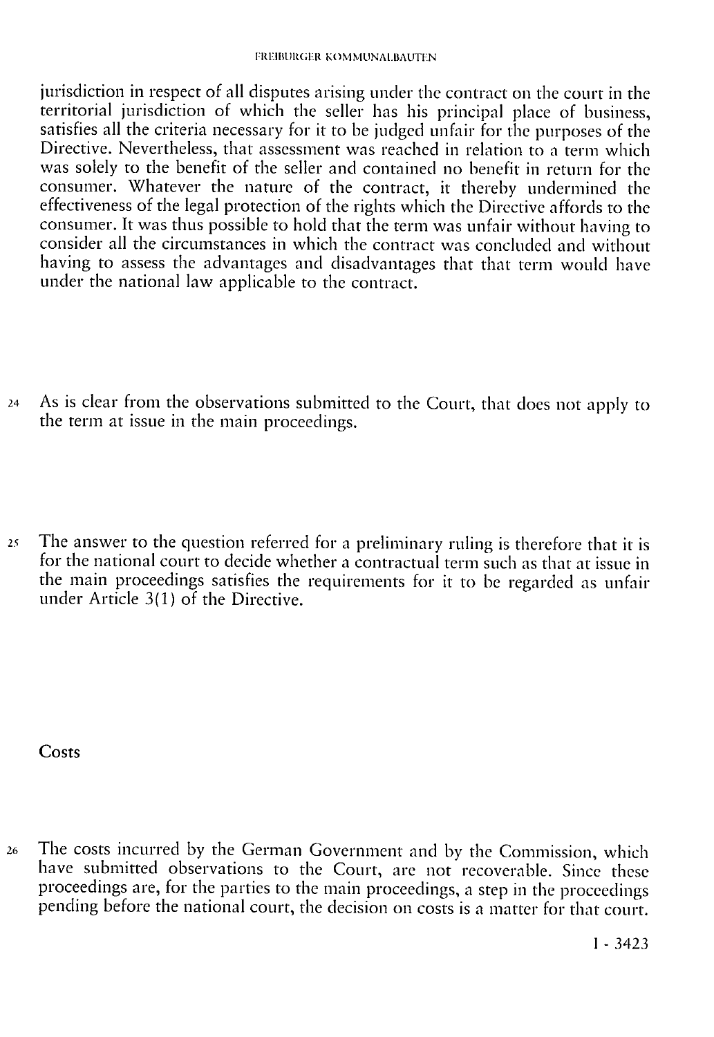jurisdiction in respect of all disputes arising under the contract on the court in the territorial jurisdiction of which the seller has his principal place of business, satisfies all the criteria necessary for it to be judged unfair for the purposes of the Directive. Nevertheless, that assessment was reached in relation to a term which was solely to the benefit of the seller and contained no benefit in return for the consumer. Whatever the nature of the contract, it thereby undermined the effectiveness of the legal protection of the rights which the Directive affords to the consumer. It was thus possible to hold that the term was unfair without having to consider all the circumstances in which the contract was concluded and without having to assess the advantages and disadvantages that that term would have under the national law applicable to the contract.

24 As is clear from the observations submitted to the Court, that does not apply to the term at issue in the main proceedings.

25 The answer to the question referred for a preliminary ruling is therefore that it is for the national court to decide whether a contractual term such as that at issue in the main proceedings satisfies the requirements for it to be regarded as unfair under Article 3(1) of the Directive.

## Costs

26 The costs incurred by the German Government and by the Commission, which have submitted observations to the Court, are not recoverable. Since these proceedings are, for the parties to the main proceedings, a step in the proceedings pending before the national court, the decision on costs is a matter for that court.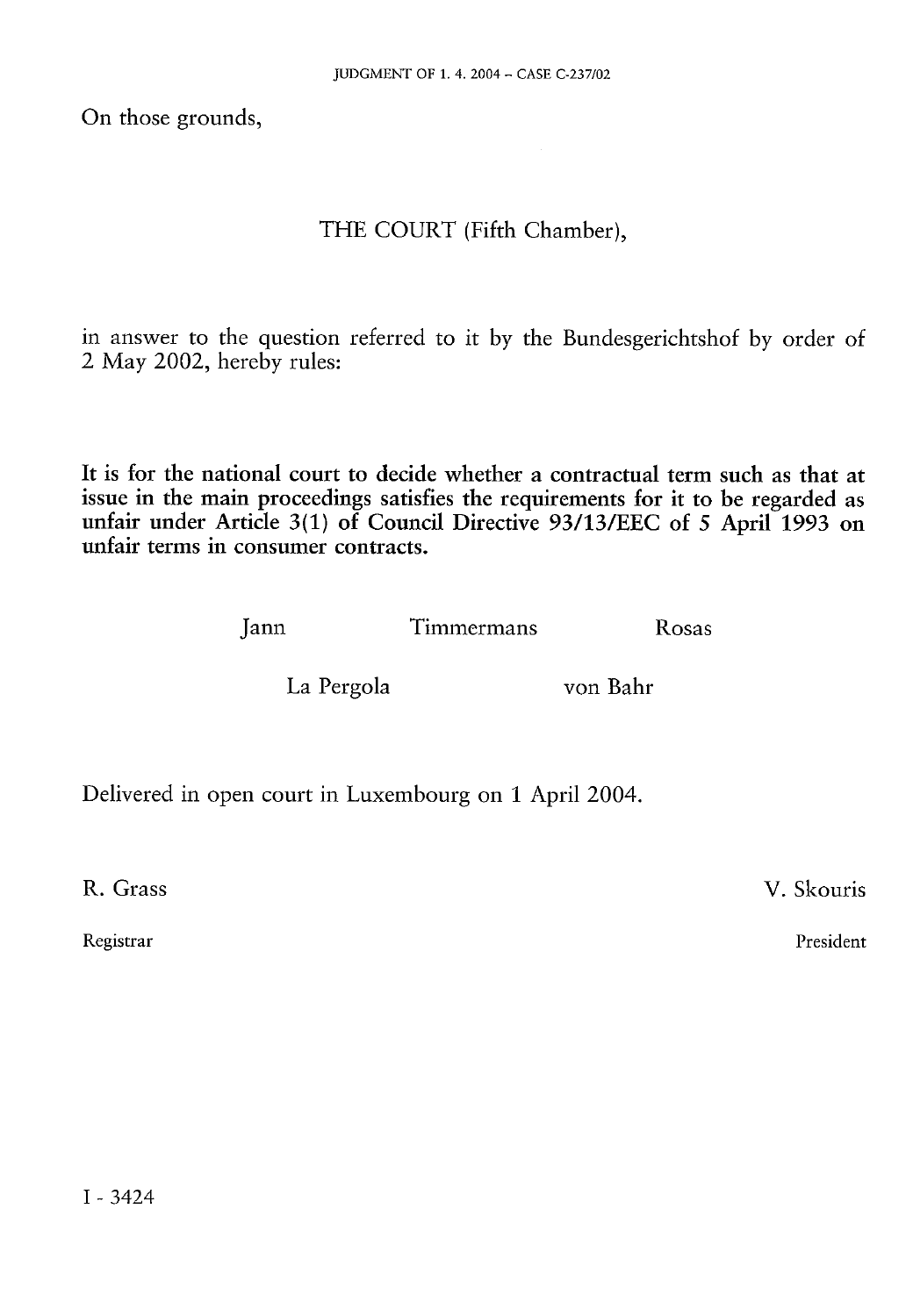On those grounds,

THE COURT (Fifth Chamber),

in answer to the question referred to it by the Bundesgerichtshof by order of 2 May 2002, hereby rules:

**It is for the national court to decide whether a contractual term such as that at issue in the main proceedings satisfies the requirements for it to be regarded as unfair under Article 3(1) of Council Directive 93/13/EEC of 5 April 1993 on unfair terms in consumer contracts.**

Jann Timmermans Rosas

La Pergola von Bahr

Delivered in open court in Luxembourg on 1 April 2004.

R. Grass
Registrar

V. Skouris
President